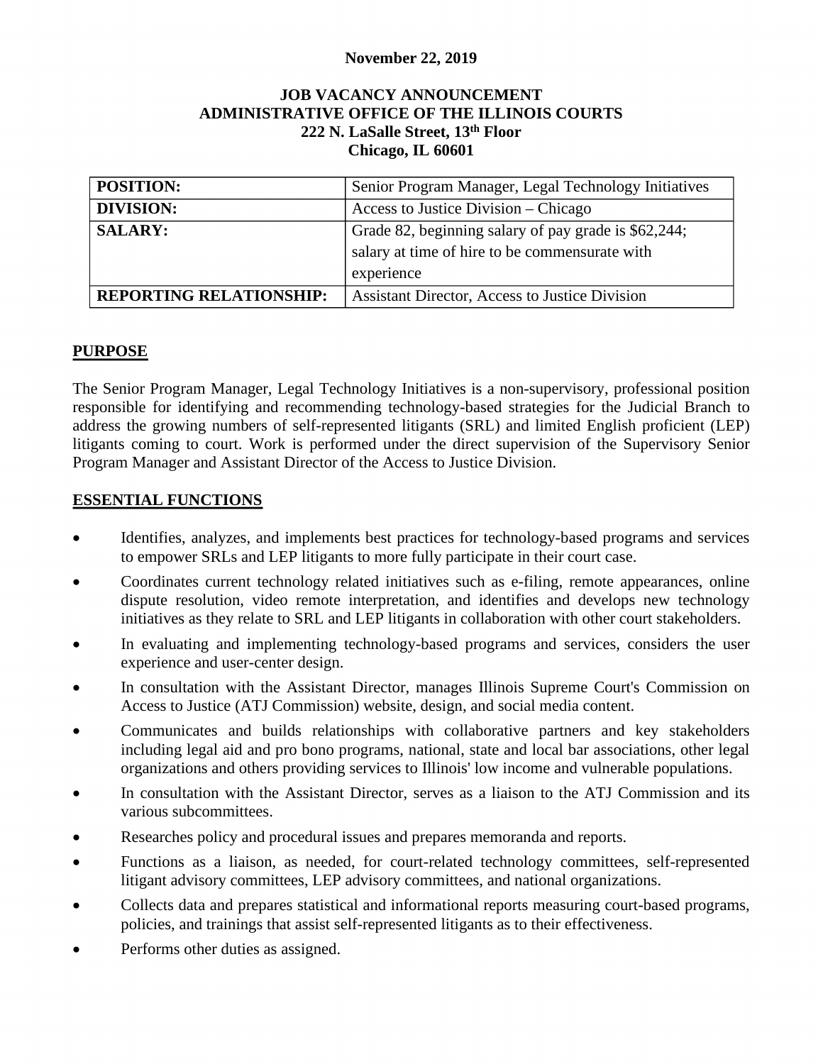**November 22, 2019**

**JOB VACANCY ANNOUNCEMENT**
**ADMINISTRATIVE OFFICE OF THE ILLINOIS COURTS**
**222 N. LaSalle Street, 13th Floor**
**Chicago, IL 60601**

| | |
|---|---|
| **POSITION:** | Senior Program Manager, Legal Technology Initiatives |
| **DIVISION:** | Access to Justice Division – Chicago |
| **SALARY:** | Grade 82, beginning salary of pay grade is $62,244; salary at time of hire to be commensurate with experience |
| **REPORTING RELATIONSHIP:** | Assistant Director, Access to Justice Division |

## PURPOSE

The Senior Program Manager, Legal Technology Initiatives is a non-supervisory, professional position responsible for identifying and recommending technology-based strategies for the Judicial Branch to address the growing numbers of self-represented litigants (SRL) and limited English proficient (LEP) litigants coming to court. Work is performed under the direct supervision of the Supervisory Senior Program Manager and Assistant Director of the Access to Justice Division.

## ESSENTIAL FUNCTIONS

- Identifies, analyzes, and implements best practices for technology-based programs and services to empower SRLs and LEP litigants to more fully participate in their court case.
- Coordinates current technology related initiatives such as e-filing, remote appearances, online dispute resolution, video remote interpretation, and identifies and develops new technology initiatives as they relate to SRL and LEP litigants in collaboration with other court stakeholders.
- In evaluating and implementing technology-based programs and services, considers the user experience and user-center design.
- In consultation with the Assistant Director, manages Illinois Supreme Court's Commission on Access to Justice (ATJ Commission) website, design, and social media content.
- Communicates and builds relationships with collaborative partners and key stakeholders including legal aid and pro bono programs, national, state and local bar associations, other legal organizations and others providing services to Illinois' low income and vulnerable populations.
- In consultation with the Assistant Director, serves as a liaison to the ATJ Commission and its various subcommittees.
- Researches policy and procedural issues and prepares memoranda and reports.
- Functions as a liaison, as needed, for court-related technology committees, self-represented litigant advisory committees, LEP advisory committees, and national organizations.
- Collects data and prepares statistical and informational reports measuring court-based programs, policies, and trainings that assist self-represented litigants as to their effectiveness.
- Performs other duties as assigned.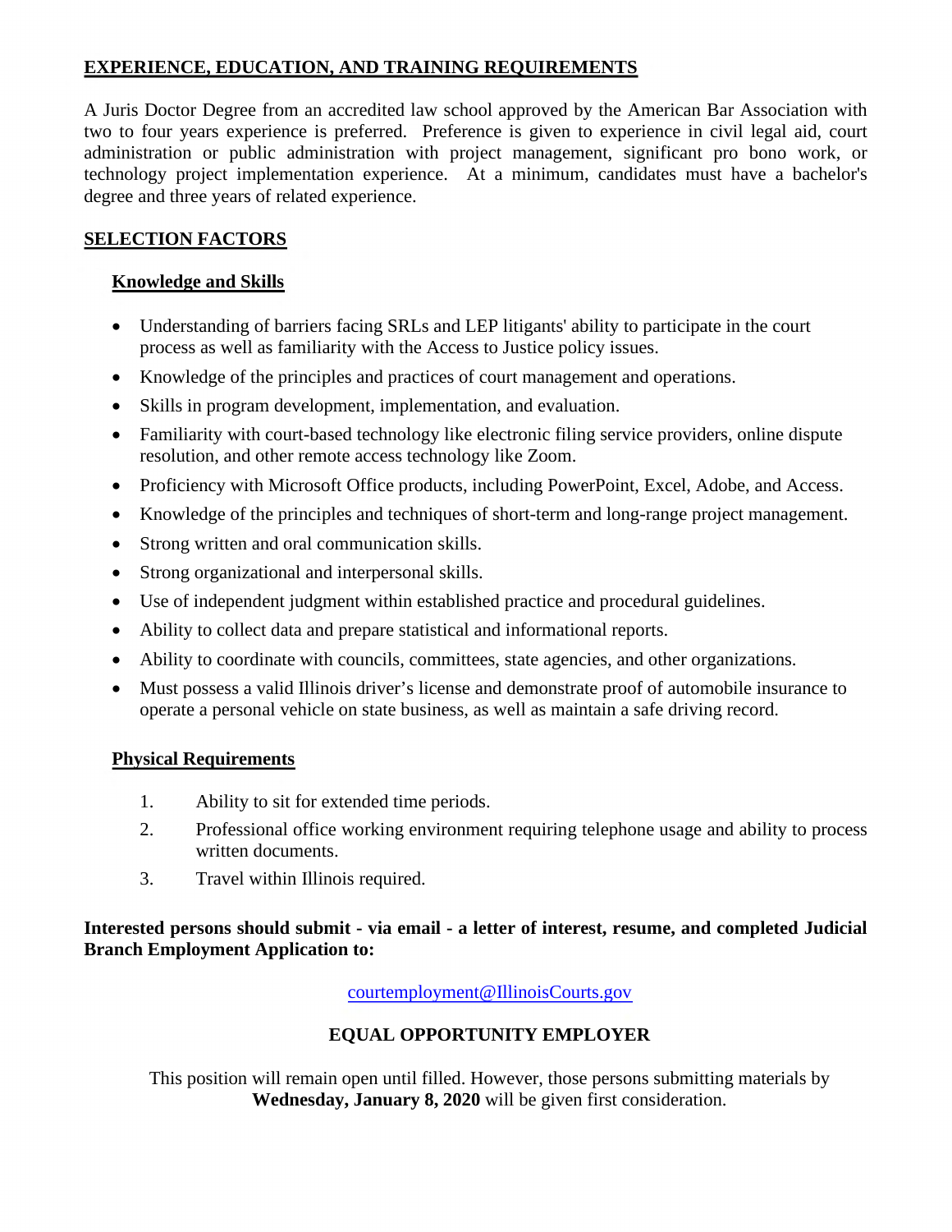## EXPERIENCE, EDUCATION, AND TRAINING REQUIREMENTS

A Juris Doctor Degree from an accredited law school approved by the American Bar Association with two to four years experience is preferred. Preference is given to experience in civil legal aid, court administration or public administration with project management, significant pro bono work, or technology project implementation experience. At a minimum, candidates must have a bachelor's degree and three years of related experience.

## SELECTION FACTORS

### Knowledge and Skills

- Understanding of barriers facing SRLs and LEP litigants' ability to participate in the court process as well as familiarity with the Access to Justice policy issues.
- Knowledge of the principles and practices of court management and operations.
- Skills in program development, implementation, and evaluation.
- Familiarity with court-based technology like electronic filing service providers, online dispute resolution, and other remote access technology like Zoom.
- Proficiency with Microsoft Office products, including PowerPoint, Excel, Adobe, and Access.
- Knowledge of the principles and techniques of short-term and long-range project management.
- Strong written and oral communication skills.
- Strong organizational and interpersonal skills.
- Use of independent judgment within established practice and procedural guidelines.
- Ability to collect data and prepare statistical and informational reports.
- Ability to coordinate with councils, committees, state agencies, and other organizations.
- Must possess a valid Illinois driver's license and demonstrate proof of automobile insurance to operate a personal vehicle on state business, as well as maintain a safe driving record.

### Physical Requirements

1. Ability to sit for extended time periods.
2. Professional office working environment requiring telephone usage and ability to process written documents.
3. Travel within Illinois required.

**Interested persons should submit - via email - a letter of interest, resume, and completed Judicial Branch Employment Application to:**

courtemployment@IllinoisCourts.gov

**EQUAL OPPORTUNITY EMPLOYER**

This position will remain open until filled. However, those persons submitting materials by **Wednesday, January 8, 2020** will be given first consideration.